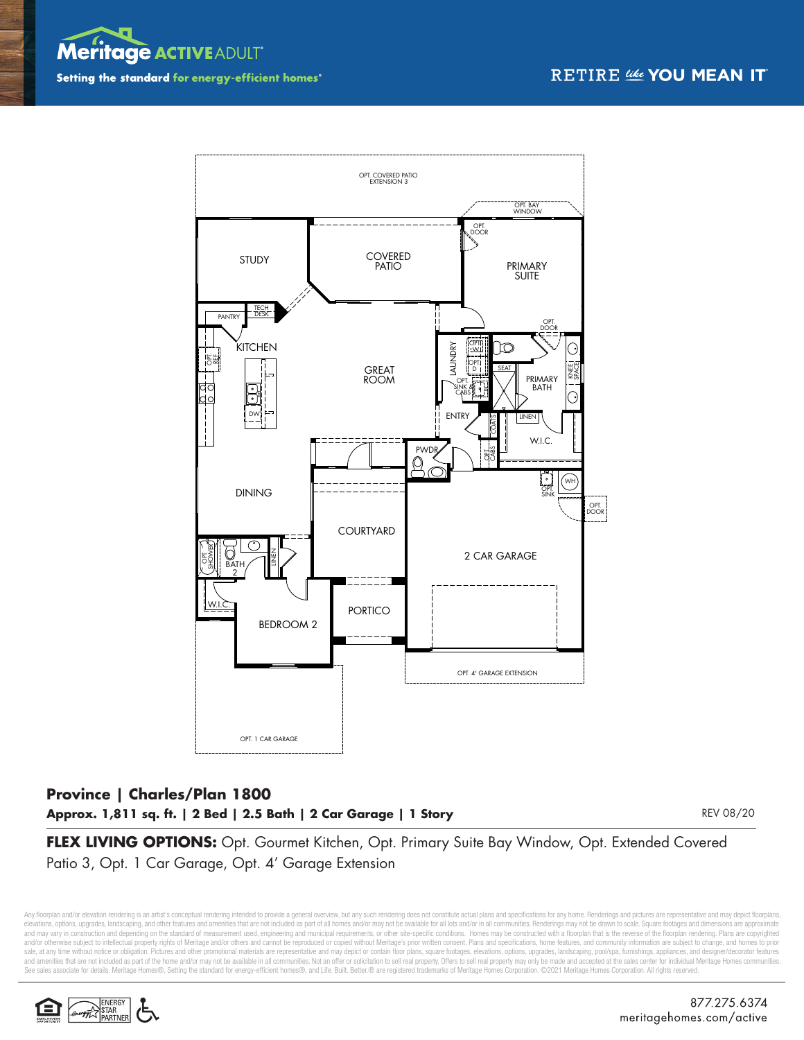Meritage ACTIVE ADULT

Setting the standard for energy-efficient homes®

RETIRE like YOU MEAN IT

OPT. COVERED PATIO EXTENSION 3

OPT. BAY WINDOW

STUDY

COVERED PATIO

OPT. DOOR

PRIMARY SUITE

TECH DESK

PANTRY

KITCHEN

OPT. REF.

DW

GREAT ROOM

LAUNDRY

OPT. W

OPT. D

OPT. SINK & CABS

SEAT

OPT. DOOR

KNEE SPACE

PRIMARY BATH

ENTRY

COATS

LINEN

W.I.C.

PWDR

OPT. CABS

DINING

OPT. SINK

WH

OPT. DOOR

COURTYARD

OPT. SHOWER

BATH 2

LINEN

2 CAR GARAGE

W.I.C.

BEDROOM 2

PORTICO

OPT. 4' GARAGE EXTENSION

OPT. 1 CAR GARAGE

## Province | Charles/Plan 1800

**Approx. 1,811 sq. ft. | 2 Bed | 2.5 Bath | 2 Car Garage | 1 Story**

REV 08/20

**FLEX LIVING OPTIONS:** Opt. Gourmet Kitchen, Opt. Primary Suite Bay Window, Opt. Extended Covered Patio 3, Opt. 1 Car Garage, Opt. 4' Garage Extension

Any floorplan and/or elevation rendering is an artist's conceptual rendering intended to provide a general overview, but any such rendering does not constitute actual plans and specifications for any home. Renderings and pictures are representative and may depict floorplans, elevations, options, upgrades, landscaping, and other features and amenities that are not included as part of all homes and/or may not be available for all lots and/or in all communities. Renderings may not be drawn to scale. Square footages and dimensions are approximate and may vary in construction and depending on the standard of measurement used, engineering and municipal requirements, or other site-specific conditions. Homes may be constructed with a floorplan that is the reverse of the floorplan rendering. Plans are copyrighted and/or otherwise subject to intellectual property rights of Meritage and/or others and cannot be reproduced or copied without Meritage's prior written consent. Plans and specifications, home features, and community information are subject to change, and homes to prior sale, at any time without notice or obligation. Pictures and other promotional materials are representative and may depict or contain floor plans, square footages, elevations, options, upgrades, landscaping, pool/spa, furnishings, appliances, and designer/decorator features and amenities that are not included as part of the home and/or may not be available in all communities. Not an offer or solicitation to sell real property. Offers to sell real property may only be made and accepted at the sales center for individual Meritage Homes communities. See sales associate for details. Meritage Homes®, Setting the standard for energy-efficient homes®, and Life. Built. Better.® are registered trademarks of Meritage Homes Corporation. ©2021 Meritage Homes Corporation. All rights reserved.

ENERGY STAR PARTNER

877.275.6374
meritagehomes.com/active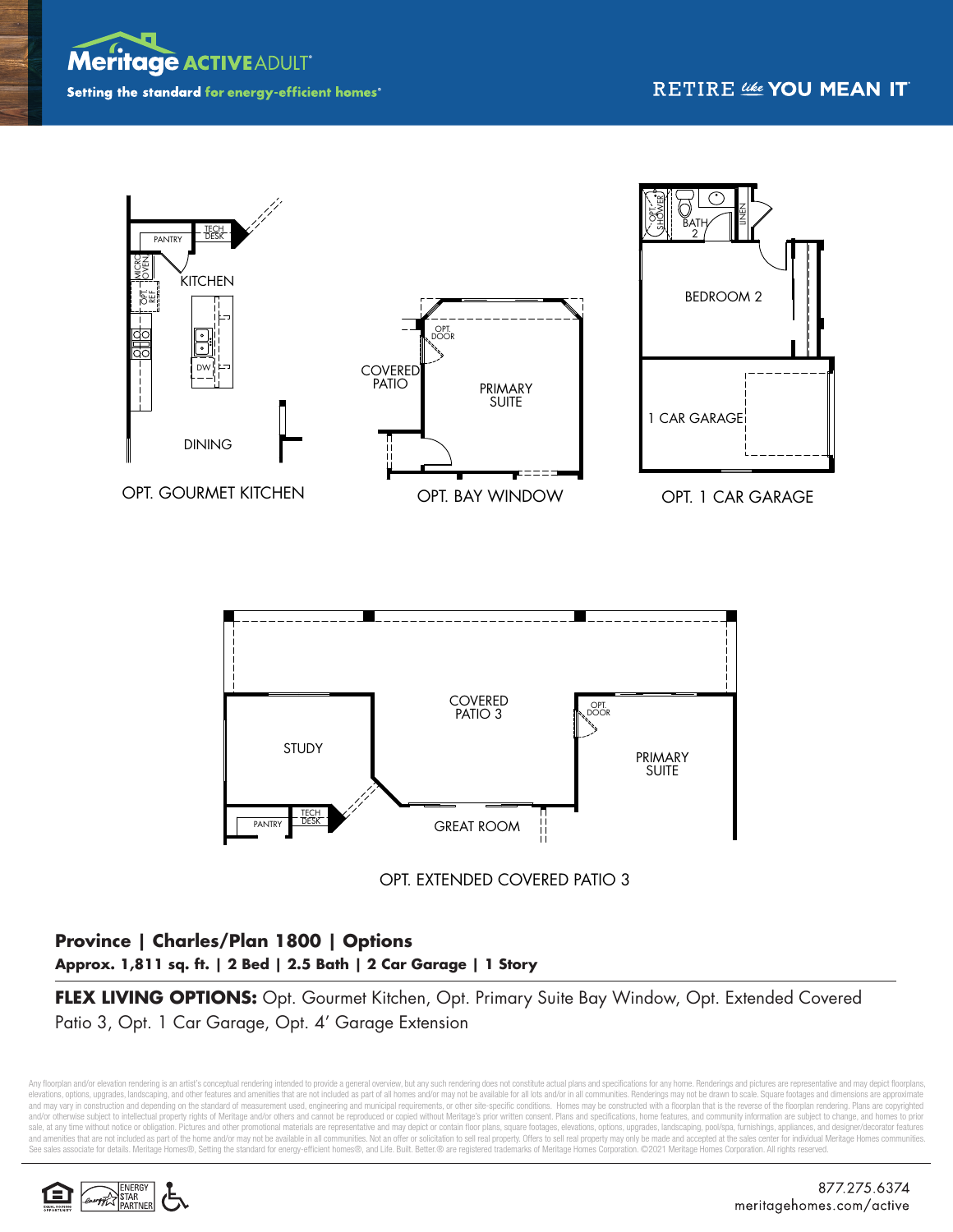Meritage ACTIVE ADULT

Setting the standard for energy-efficient homes®

RETIRE *like* YOU MEAN IT

KITCHEN

PANTRY

TECH DESK

MICRO OVEN

OPT. REF

DW

DINING

OPT. GOURMET KITCHEN

COVERED PATIO

OPT. DOOR

PRIMARY SUITE

OPT. BAY WINDOW

OPT. SHOWER

BATH 2

LINEN

BEDROOM 2

1 CAR GARAGE

OPT. 1 CAR GARAGE

STUDY

COVERED PATIO 3

OPT. DOOR

PRIMARY SUITE

PANTRY

TECH DESK

GREAT ROOM

OPT. EXTENDED COVERED PATIO 3

**Province | Charles/Plan 1800 | Options**

**Approx. 1,811 sq. ft. | 2 Bed | 2.5 Bath | 2 Car Garage | 1 Story**

**FLEX LIVING OPTIONS:** Opt. Gourmet Kitchen, Opt. Primary Suite Bay Window, Opt. Extended Covered Patio 3, Opt. 1 Car Garage, Opt. 4' Garage Extension

Any floorplan and/or elevation rendering is an artist's conceptual rendering intended to provide a general overview, but any such rendering does not constitute actual plans and specifications for any home. Renderings and pictures are representative and may depict floorplans, elevations, options, upgrades, landscaping, and other features and amenities that are not included as part of all homes and/or may not be available for all lots and/or in all communities. Renderings may not be drawn to scale. Square footages and dimensions are approximate and may vary in construction and depending on the standard of measurement used, engineering and municipal requirements, or other site-specific conditions. Homes may be constructed with a floorplan that is the reverse of the floorplan rendering. Plans are copyrighted and/or otherwise subject to intellectual property rights of Meritage and/or others and cannot be reproduced or copied without Meritage's prior written consent. Plans and specifications, home features, and community information are subject to change, and homes to prior sale, at any time without notice or obligation. Pictures and other promotional materials are representative and may depict or contain floor plans, square footages, elevations, options, upgrades, landscaping, pool/spa, furnishings, appliances, and designer/decorator features and amenities that are not included as part of the home and/or may not be available in all communities. Not an offer or solicitation to sell real property. Offers to sell real property may only be made and accepted at the sales center for individual Meritage Homes communities. See sales associate for details. Meritage Homes®, Setting the standard for energy-efficient homes®, and Life. Built. Better.® are registered trademarks of Meritage Homes Corporation. ©2021 Meritage Homes Corporation. All rights reserved.

ENERGY STAR PARTNER

877.275.6374
meritagehomes.com/active